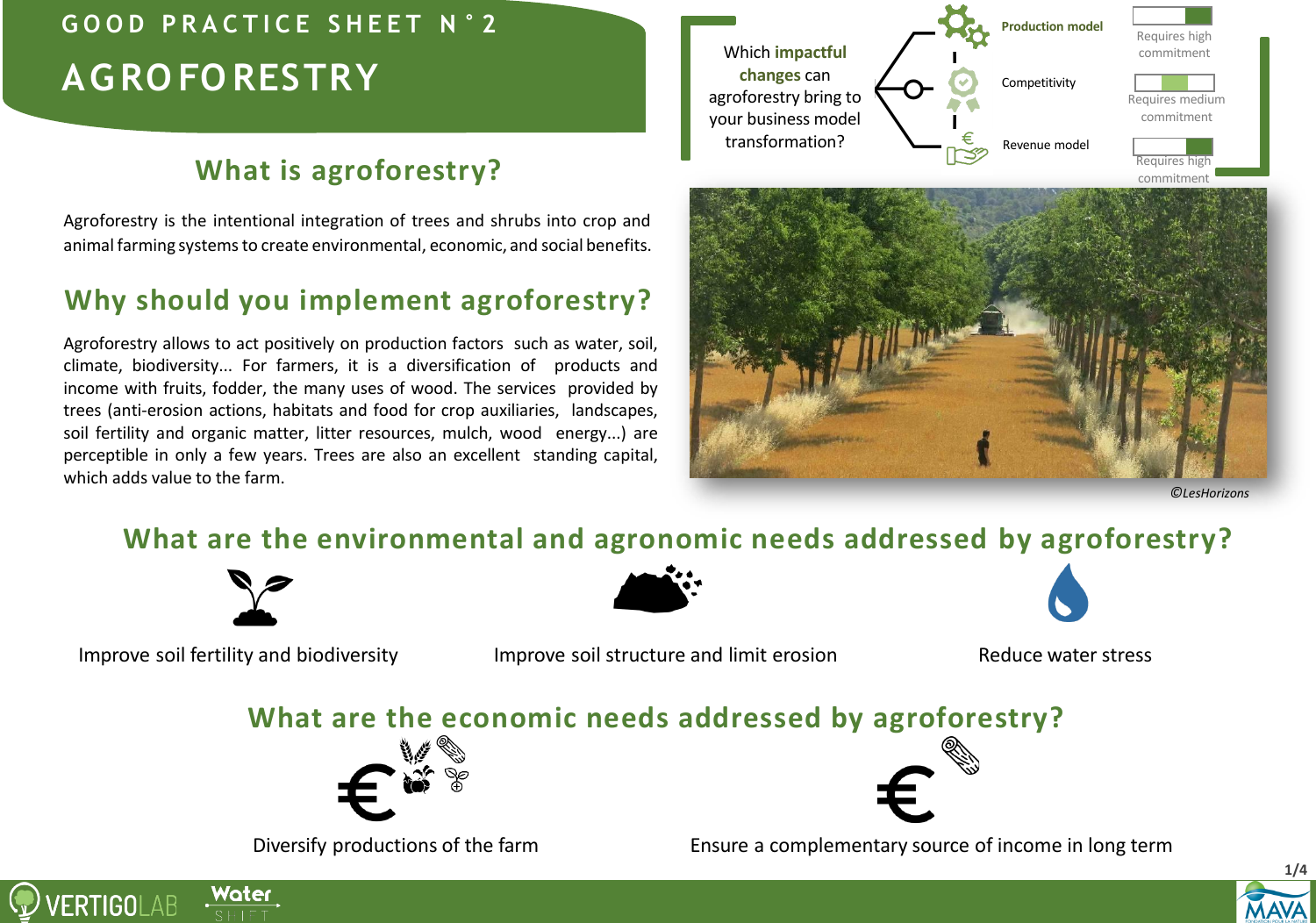# GOOD PRACTICE SHEET N°2

# AGROFORESTRY

Which **impactful changes** can agroforestry bring to your business model transformation?

| | |
|---|---|
| **Production model** | Requires high commitment |
| Competitivity | Requires medium commitment |
| Revenue model | Requires high commitment |

## What is agroforestry?

Agroforestry is the intentional integration of trees and shrubs into crop and animal farming systems to create environmental, economic, and social benefits.

## Why should you implement agroforestry?

Agroforestry allows to act positively on production factors such as water, soil, climate, biodiversity... For farmers, it is a diversification of products and income with fruits, fodder, the many uses of wood. The services provided by trees (anti-erosion actions, habitats and food for crop auxiliaries, landscapes, soil fertility and organic matter, litter resources, mulch, wood energy...) are perceptible in only a few years. Trees are also an excellent standing capital, which adds value to the farm.

*©LesHorizons*

## What are the environmental and agronomic needs addressed by agroforestry?

- Improve soil fertility and biodiversity
- Improve soil structure and limit erosion
- Reduce water stress

## What are the economic needs addressed by agroforestry?

- Diversify productions of the farm
- Ensure a complementary source of income in long term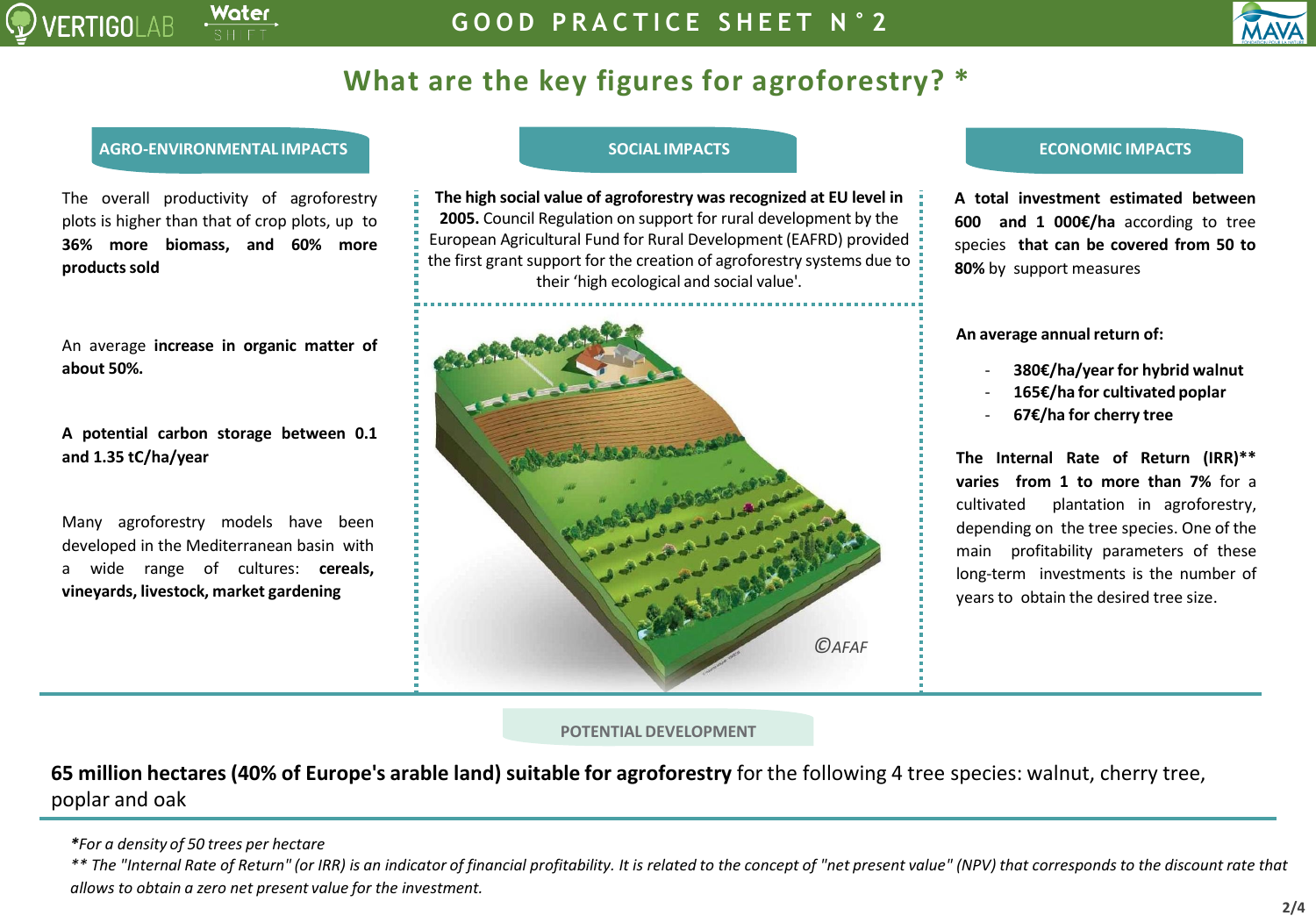# What are the key figures for agroforestry? *

## AGRO-ENVIRONMENTAL IMPACTS

The overall productivity of agroforestry plots is higher than that of crop plots, up to **36% more biomass, and 60% more products sold**

An average **increase in organic matter of about 50%.**

**A potential carbon storage between 0.1 and 1.35 tC/ha/year**

Many agroforestry models have been developed in the Mediterranean basin with a wide range of cultures: **cereals, vineyards, livestock, market gardening**

## SOCIAL IMPACTS

**The high social value of agroforestry was recognized at EU level in 2005.** Council Regulation on support for rural development by the European Agricultural Fund for Rural Development (EAFRD) provided the first grant support for the creation of agroforestry systems due to their 'high ecological and social value'.

©AFAF

## ECONOMIC IMPACTS

**A total investment estimated between 600 and 1 000€/ha** according to tree species **that can be covered from 50 to 80%** by support measures

**An average annual return of:**

- **380€/ha/year for hybrid walnut**
- **165€/ha for cultivated poplar**
- **67€/ha for cherry tree**

**The Internal Rate of Return (IRR)\*\* varies from 1 to more than 7%** for a cultivated plantation in agroforestry, depending on the tree species. One of the main profitability parameters of these long-term investments is the number of years to obtain the desired tree size.

## POTENTIAL DEVELOPMENT

**65 million hectares (40% of Europe's arable land) suitable for agroforestry** for the following 4 tree species: walnut, cherry tree, poplar and oak

*\*For a density of 50 trees per hectare*

*\*\* The "Internal Rate of Return" (or IRR) is an indicator of financial profitability. It is related to the concept of "net present value" (NPV) that corresponds to the discount rate that allows to obtain a zero net present value for the investment.*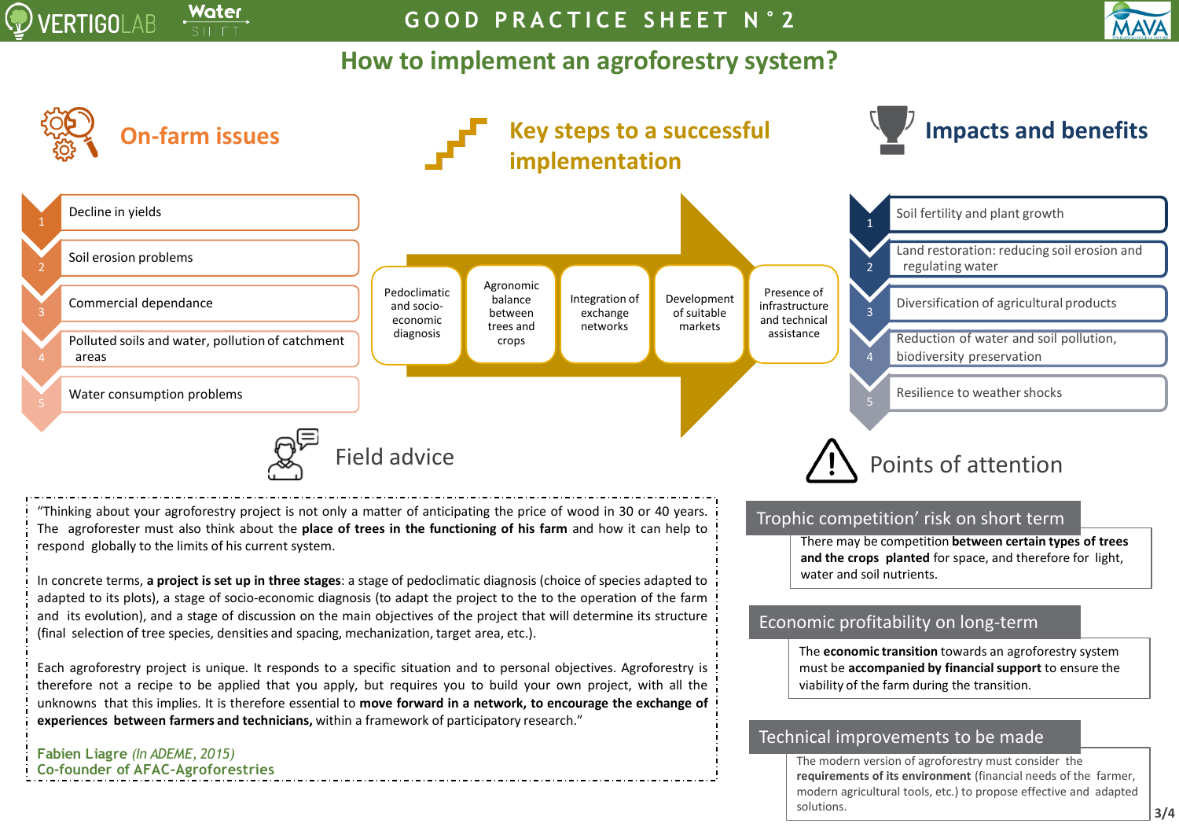# GOOD PRACTICE SHEET N°2

## How to implement an agroforestry system?

### On-farm issues

1. Decline in yields
2. Soil erosion problems
3. Commercial dependance
4. Polluted soils and water, pollution of catchment areas
5. Water consumption problems

### Key steps to a successful implementation

- Pedoclimatic and socio-economic diagnosis
- Agronomic balance between trees and crops
- Integration of exchange networks
- Development of suitable markets
- Presence of infrastructure and technical assistance

### Impacts and benefits

1. Soil fertility and plant growth
2. Land restoration: reducing soil erosion and regulating water
3. Diversification of agricultural products
4. Reduction of water and soil pollution, biodiversity preservation
5. Resilience to weather shocks

### Field advice

"Thinking about your agroforestry project is not only a matter of anticipating the price of wood in 30 or 40 years. The agroforester must also think about the **place of trees in the functioning of his farm** and how it can help to respond globally to the limits of his current system.

In concrete terms, **a project is set up in three stages**: a stage of pedoclimatic diagnosis (choice of species adapted to adapted to its plots), a stage of socio-economic diagnosis (to adapt the project to the to the operation of the farm and its evolution), and a stage of discussion on the main objectives of the project that will determine its structure (final selection of tree species, densities and spacing, mechanization, target area, etc.).

Each agroforestry project is unique. It responds to a specific situation and to personal objectives. Agroforestry is therefore not a recipe to be applied that you apply, but requires you to build your own project, with all the unknowns that this implies. It is therefore essential to **move forward in a network, to encourage the exchange of experiences between farmers and technicians,** within a framework of participatory research."

**Fabien Liagre** *(In ADEME, 2015)*
**Co-founder of AFAC-Agroforestries**

### Points of attention

**Trophic competition' risk on short term**

There may be competition **between certain types of trees and the crops planted** for space, and therefore for light, water and soil nutrients.

**Economic profitability on long-term**

The **economic transition** towards an agroforestry system must be **accompanied by financial support** to ensure the viability of the farm during the transition.

**Technical improvements to be made**

The modern version of agroforestry must consider the **requirements of its environment** (financial needs of the farmer, modern agricultural tools, etc.) to propose effective and adapted solutions.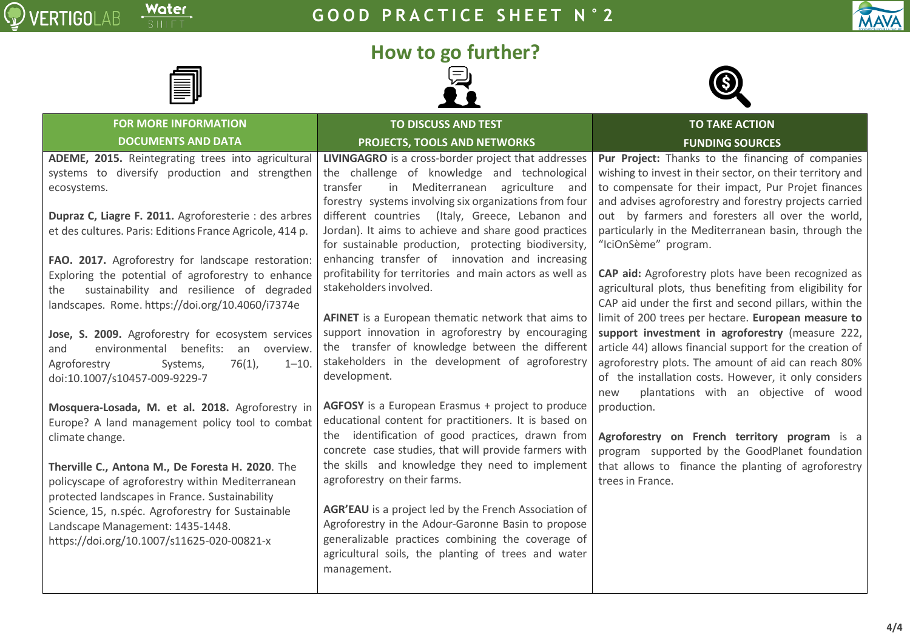## How to go further?

### FOR MORE INFORMATION – DOCUMENTS AND DATA

**ADEME, 2015.** Reintegrating trees into agricultural systems to diversify production and strengthen ecosystems.

**Dupraz C, Liagre F. 2011.** Agroforesterie : des arbres et des cultures. Paris: Editions France Agricole, 414 p.

**FAO. 2017.** Agroforestry for landscape restoration: Exploring the potential of agroforestry to enhance the sustainability and resilience of degraded landscapes. Rome. https://doi.org/10.4060/i7374e

**Jose, S. 2009.** Agroforestry for ecosystem services and environmental benefits: an overview. Agroforestry Systems, 76(1), 1–10. doi:10.1007/s10457-009-9229-7

**Mosquera-Losada, M. et al. 2018.** Agroforestry in Europe? A land management policy tool to combat climate change.

**Therville C., Antona M., De Foresta H. 2020**. The policyscape of agroforestry within Mediterranean protected landscapes in France. Sustainability Science, 15, n.spéc. Agroforestry for Sustainable Landscape Management: 1435-1448. https://doi.org/10.1007/s11625-020-00821-x

### TO DISCUSS AND TEST – PROJECTS, TOOLS AND NETWORKS

**LIVINGAGRO** is a cross-border project that addresses the challenge of knowledge and technological transfer in Mediterranean agriculture and forestry systems involving six organizations from four different countries (Italy, Greece, Lebanon and Jordan). It aims to achieve and share good practices for sustainable production, protecting biodiversity, enhancing transfer of innovation and increasing profitability for territories and main actors as well as stakeholders involved.

**AFINET** is a European thematic network that aims to support innovation in agroforestry by encouraging the transfer of knowledge between the different stakeholders in the development of agroforestry development.

**AGFOSY** is a European Erasmus + project to produce educational content for practitioners. It is based on the identification of good practices, drawn from concrete case studies, that will provide farmers with the skills and knowledge they need to implement agroforestry on their farms.

**AGR'EAU** is a project led by the French Association of Agroforestry in the Adour-Garonne Basin to propose generalizable practices combining the coverage of agricultural soils, the planting of trees and water management.

### TO TAKE ACTION – FUNDING SOURCES

**Pur Project:** Thanks to the financing of companies wishing to invest in their sector, on their territory and to compensate for their impact, Pur Projet finances and advises agroforestry and forestry projects carried out by farmers and foresters all over the world, particularly in the Mediterranean basin, through the "IciOnSème" program.

**CAP aid:** Agroforestry plots have been recognized as agricultural plots, thus benefiting from eligibility for CAP aid under the first and second pillars, within the limit of 200 trees per hectare. **European measure to support investment in agroforestry** (measure 222, article 44) allows financial support for the creation of agroforestry plots. The amount of aid can reach 80% of the installation costs. However, it only considers new plantations with an objective of wood production.

**Agroforestry on French territory program** is a program supported by the GoodPlanet foundation that allows to finance the planting of agroforestry trees in France.